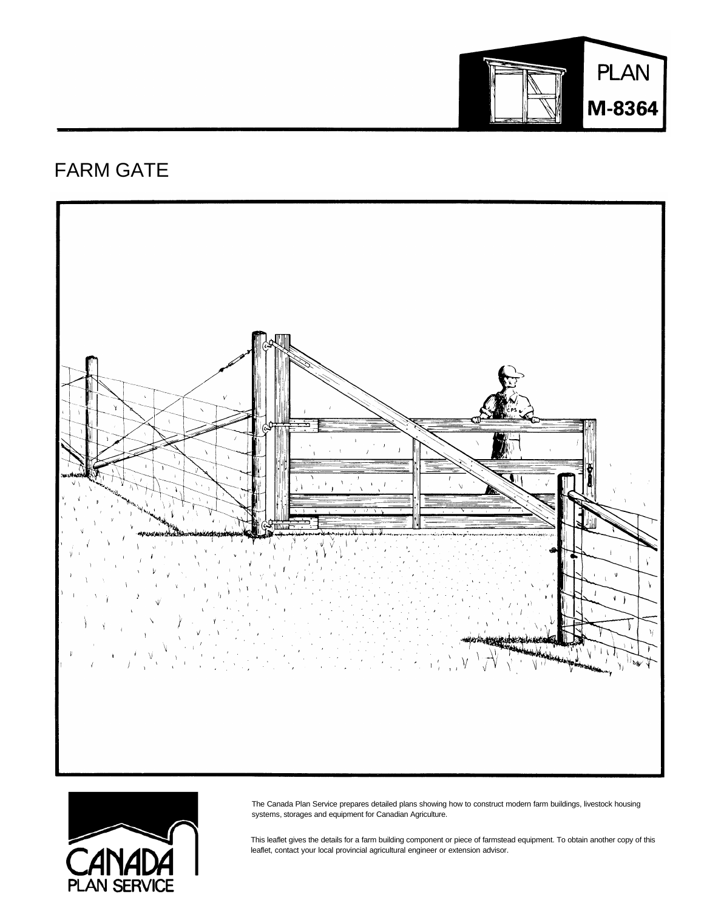PLAN

M-8364

# FARM GATE

CANADA PLAN SERVICE

The Canada Plan Service prepares detailed plans showing how to construct modern farm buildings, livestock housing systems, storages and equipment for Canadian Agriculture.

This leaflet gives the details for a farm building component or piece of farmstead equipment. To obtain another copy of this leaflet, contact your local provincial agricultural engineer or extension advisor.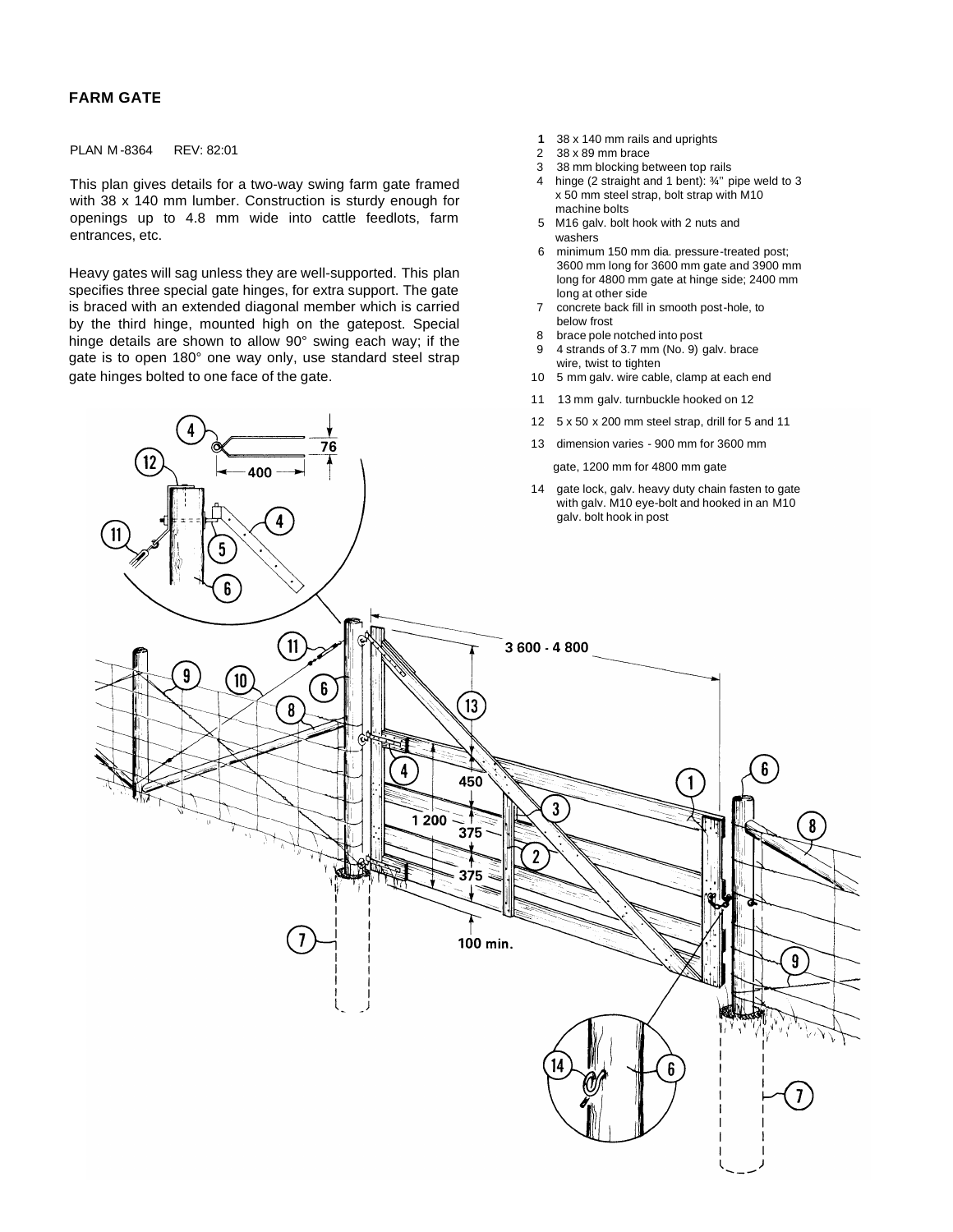**FARM GATE**

PLAN M-8364 REV: 82:01

This plan gives details for a two-way swing farm gate framed with 38 x 140 mm lumber. Construction is sturdy enough for openings up to 4.8 mm wide into cattle feedlots, farm entrances, etc.

Heavy gates will sag unless they are well-supported. This plan specifies three special gate hinges, for extra support. The gate is braced with an extended diagonal member which is carried by the third hinge, mounted high on the gatepost. Special hinge details are shown to allow 90° swing each way; if the gate is to open 180° one way only, use standard steel strap gate hinges bolted to one face of the gate.

1. 38 x 140 mm rails and uprights
2. 38 x 89 mm brace
3. 38 mm blocking between top rails
4. hinge (2 straight and 1 bent): ¾" pipe weld to 3 x 50 mm steel strap, bolt strap with M10 machine bolts
5. M16 galv. bolt hook with 2 nuts and washers
6. minimum 150 mm dia. pressure-treated post; 3600 mm long for 3600 mm gate and 3900 mm long for 4800 mm gate at hinge side; 2400 mm long at other side
7. concrete back fill in smooth post-hole, to below frost
8. brace pole notched into post
9. 4 strands of 3.7 mm (No. 9) galv. brace wire, twist to tighten
10. 5 mm galv. wire cable, clamp at each end
11. 13 mm galv. turnbuckle hooked on 12
12. 5 x 50 x 200 mm steel strap, drill for 5 and 11
13. dimension varies - 900 mm for 3600 mm gate, 1200 mm for 4800 mm gate
14. gate lock, galv. heavy duty chain fasten to gate with galv. M10 eye-bolt and hooked in an M10 galv. bolt hook in post

76
400
3 600 - 4 800
450
1 200
375
375
100 min.